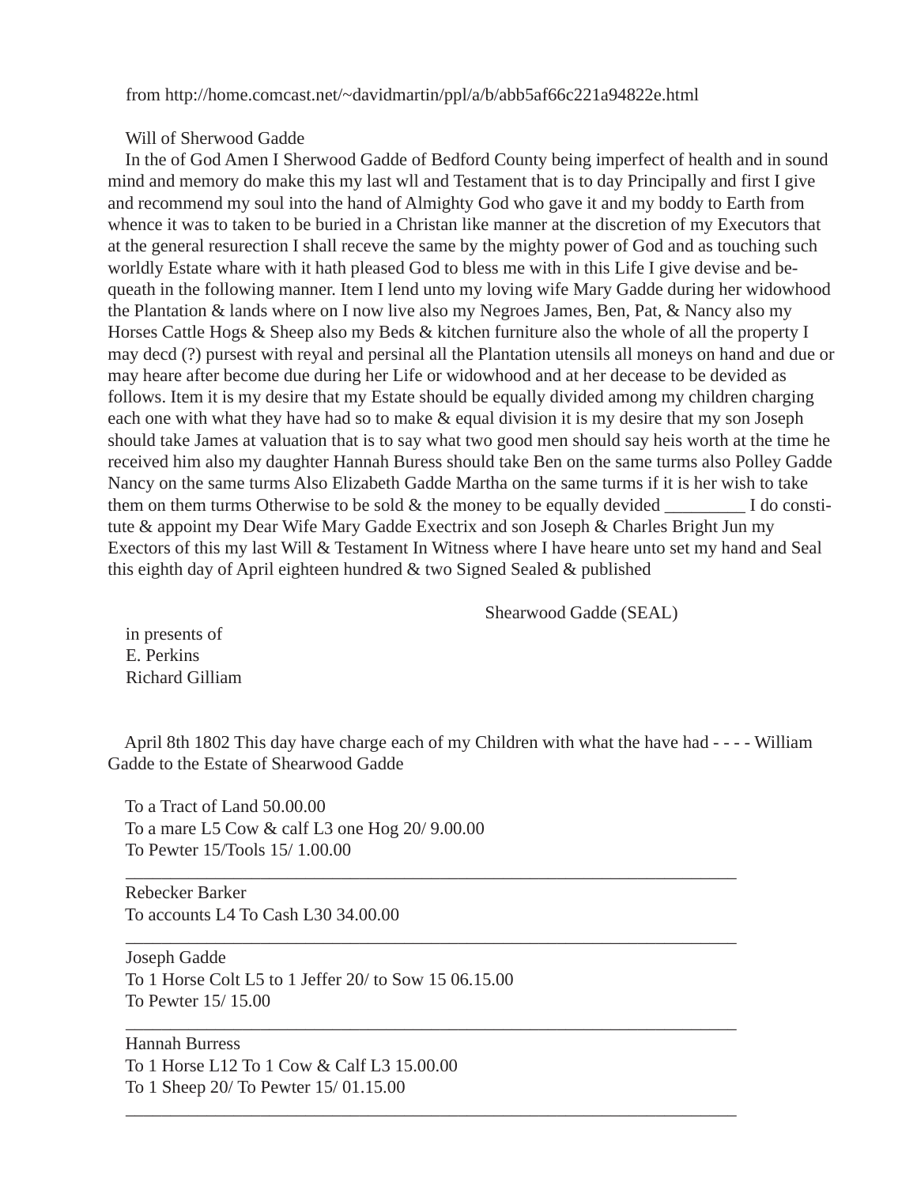from http://home.comcast.net/~davidmartin/ppl/a/b/abb5af66c221a94822e.html

Will of Sherwood Gadde

In the of God Amen I Sherwood Gadde of Bedford County being imperfect of health and in sound mind and memory do make this my last wll and Testament that is to day Principally and first I give and recommend my soul into the hand of Almighty God who gave it and my boddy to Earth from whence it was to taken to be buried in a Christan like manner at the discretion of my Executors that at the general resurection I shall receve the same by the mighty power of God and as touching such worldly Estate whare with it hath pleased God to bless me with in this Life I give devise and bequeath in the following manner. Item I lend unto my loving wife Mary Gadde during her widowhood the Plantation & lands where on I now live also my Negroes James, Ben, Pat, & Nancy also my Horses Cattle Hogs & Sheep also my Beds & kitchen furniture also the whole of all the property I may decd (?) pursest with reyal and persinal all the Plantation utensils all moneys on hand and due or may heare after become due during her Life or widowhood and at her decease to be devided as follows. Item it is my desire that my Estate should be equally divided among my children charging each one with what they have had so to make & equal division it is my desire that my son Joseph should take James at valuation that is to say what two good men should say heis worth at the time he received him also my daughter Hannah Buress should take Ben on the same turms also Polley Gadde Nancy on the same turms Also Elizabeth Gadde Martha on the same turms if it is her wish to take them on them turms Otherwise to be sold & the money to be equally devided _________ I do constitute & appoint my Dear Wife Mary Gadde Exectrix and son Joseph & Charles Bright Jun my Exectors of this my last Will & Testament In Witness where I have heare unto set my hand and Seal this eighth day of April eighteen hundred & two Signed Sealed & published

Shearwood Gadde (SEAL)

in presents of
E. Perkins
Richard Gilliam

April 8th 1802 This day have charge each of my Children with what the have had - - - - William Gadde to the Estate of Shearwood Gadde

To a Tract of Land 50.00.00
To a mare L5 Cow & calf L3 one Hog 20/ 9.00.00
To Pewter 15/Tools 15/ 1.00.00

---

Rebecker Barker
To accounts L4 To Cash L30 34.00.00

---

Joseph Gadde
To 1 Horse Colt L5 to 1 Jeffer 20/ to Sow 15 06.15.00
To Pewter 15/ 15.00

---

Hannah Burress
To 1 Horse L12 To 1 Cow & Calf L3 15.00.00
To 1 Sheep 20/ To Pewter 15/ 01.15.00

---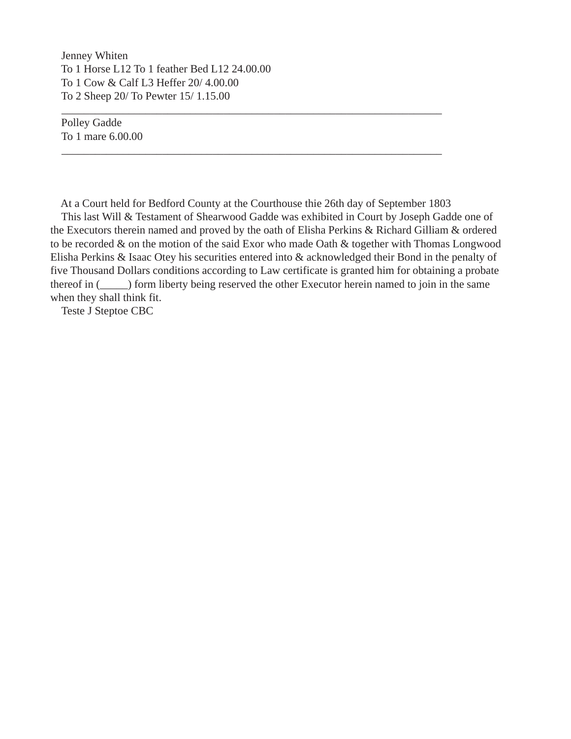Jenney Whiten
To 1 Horse L12 To 1 feather Bed L12 24.00.00
To 1 Cow & Calf L3 Heffer 20/ 4.00.00
To 2 Sheep 20/ To Pewter 15/ 1.15.00

---

Polley Gadde
To 1 mare 6.00.00

---

At a Court held for Bedford County at the Courthouse thie 26th day of September 1803
This last Will & Testament of Shearwood Gadde was exhibited in Court by Joseph Gadde one of the Executors therein named and proved by the oath of Elisha Perkins & Richard Gilliam & ordered to be recorded & on the motion of the said Exor who made Oath & together with Thomas Longwood Elisha Perkins & Isaac Otey his securities entered into & acknowledged their Bond in the penalty of five Thousand Dollars conditions according to Law certificate is granted him for obtaining a probate thereof in (_____) form liberty being reserved the other Executor herein named to join in the same when they shall think fit.
Teste J Steptoe CBC